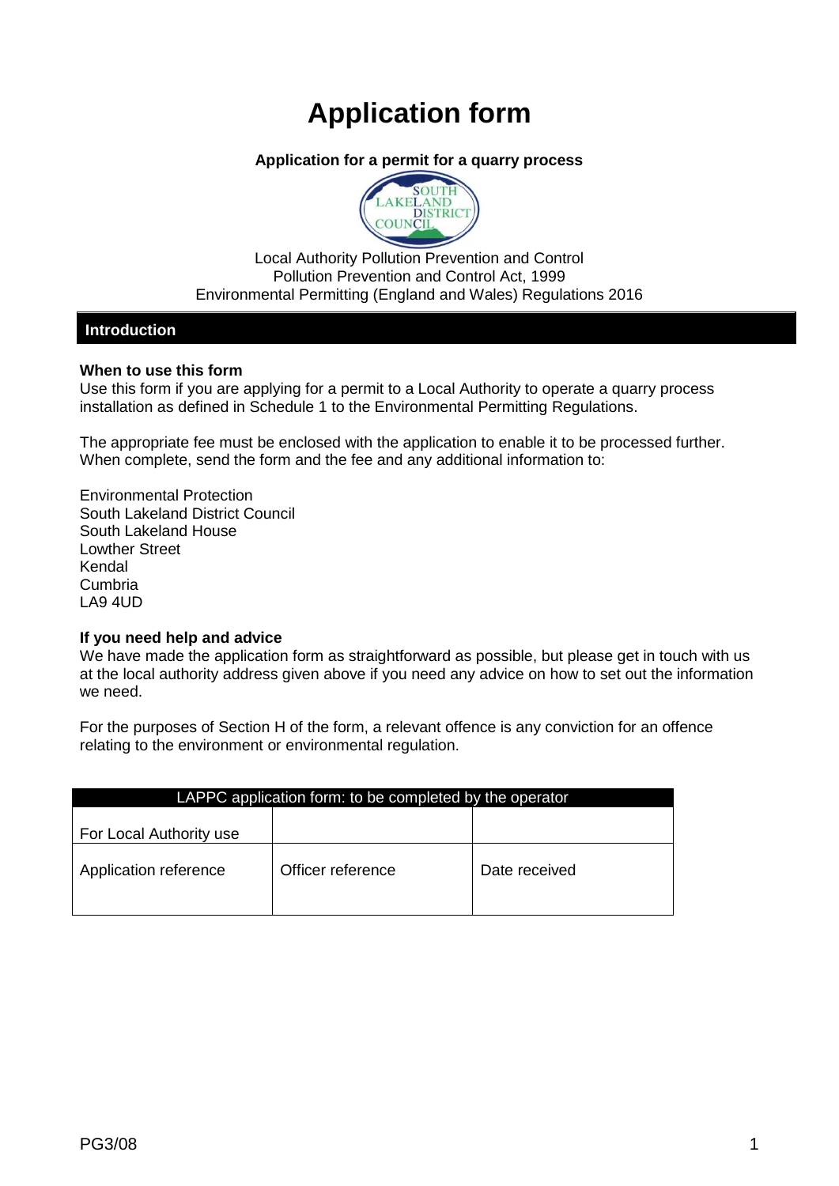# Application form

**Application for a permit for a quarry process**

Local Authority Pollution Prevention and Control
Pollution Prevention and Control Act, 1999
Environmental Permitting (England and Wales) Regulations 2016

## Introduction

**When to use this form**
Use this form if you are applying for a permit to a Local Authority to operate a quarry process installation as defined in Schedule 1 to the Environmental Permitting Regulations.

The appropriate fee must be enclosed with the application to enable it to be processed further. When complete, send the form and the fee and any additional information to:

Environmental Protection
South Lakeland District Council
South Lakeland House
Lowther Street
Kendal
Cumbria
LA9 4UD

**If you need help and advice**
We have made the application form as straightforward as possible, but please get in touch with us at the local authority address given above if you need any advice on how to set out the information we need.

For the purposes of Section H of the form, a relevant offence is any conviction for an offence relating to the environment or environmental regulation.

| LAPPC application form: to be completed by the operator | | |
|---|---|---|
| For Local Authority use | | |
| Application reference | Officer reference | Date received |

PG3/08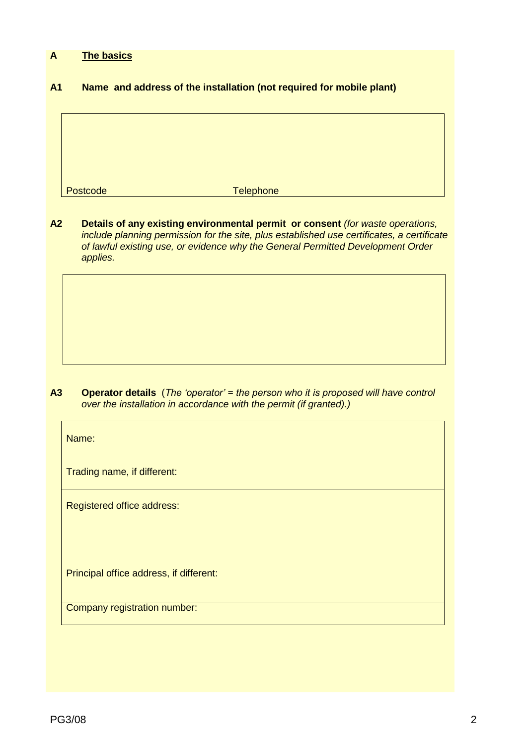## A The basics

### A1 Name and address of the installation (not required for mobile plant)

Postcode Telephone

### A2 Details of any existing environmental permit or consent *(for waste operations, include planning permission for the site, plus established use certificates, a certificate of lawful existing use, or evidence why the General Permitted Development Order applies.*

### A3 Operator details (*The 'operator' = the person who it is proposed will have control over the installation in accordance with the permit (if granted).)*

Name:

Trading name, if different:

Registered office address:

Principal office address, if different:

Company registration number:

PG3/08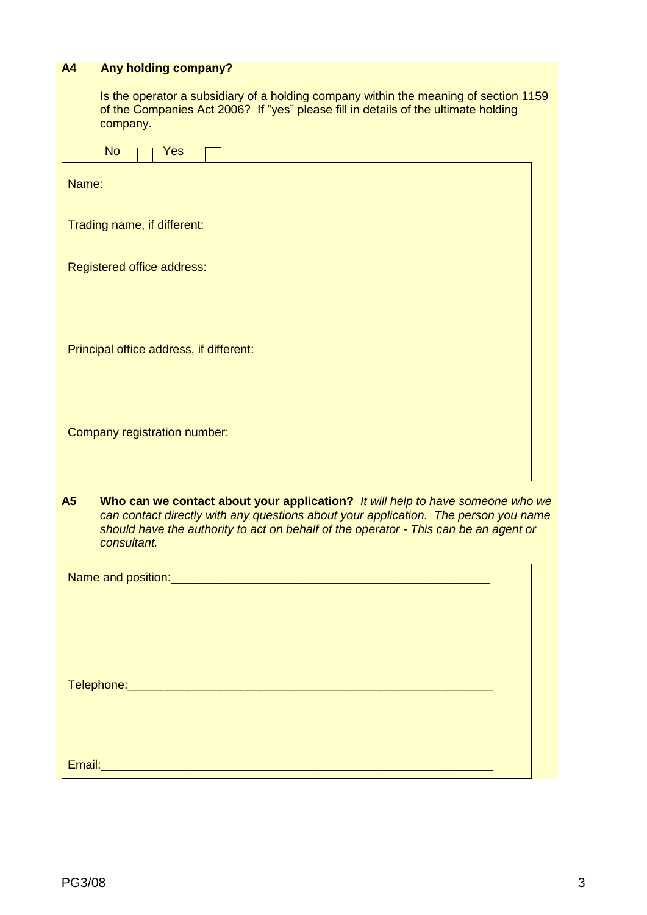## A4 Any holding company?

Is the operator a subsidiary of a holding company within the meaning of section 1159 of the Companies Act 2006? If "yes" please fill in details of the ultimate holding company.

No ☐ Yes ☐

Name:

Trading name, if different:

Registered office address:

Principal office address, if different:

Company registration number:

## A5 Who can we contact about your application?

*It will help to have someone who we can contact directly with any questions about your application. The person you name should have the authority to act on behalf of the operator - This can be an agent or consultant.*

Name and position:\_\_\_\_\_\_\_\_\_\_\_\_\_\_\_\_\_\_\_\_\_\_\_\_\_\_\_\_\_\_\_\_\_\_\_\_\_\_\_\_\_\_\_\_\_\_\_\_

Telephone:\_\_\_\_\_\_\_\_\_\_\_\_\_\_\_\_\_\_\_\_\_\_\_\_\_\_\_\_\_\_\_\_\_\_\_\_\_\_\_\_\_\_\_\_\_\_\_\_\_\_\_\_\_\_\_

Email:\_\_\_\_\_\_\_\_\_\_\_\_\_\_\_\_\_\_\_\_\_\_\_\_\_\_\_\_\_\_\_\_\_\_\_\_\_\_\_\_\_\_\_\_\_\_\_\_\_\_\_\_\_\_\_\_\_\_\_\_\_

PG3/08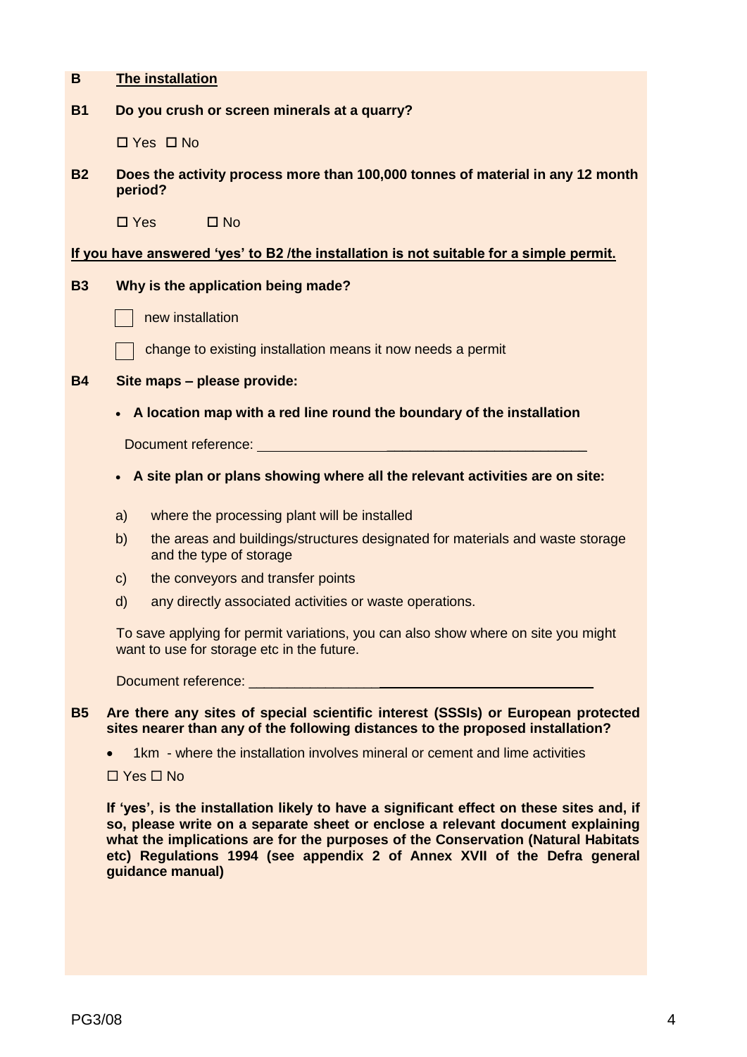**B** **<u>The installation</u>**

**B1** **Do you crush or screen minerals at a quarry?**

☐ Yes ☐ No

**B2** **Does the activity process more than 100,000 tonnes of material in any 12 month period?**

☐ Yes ☐ No

**<u>If you have answered 'yes' to B2 /the installation is not suitable for a simple permit.</u>**

**B3** **Why is the application being made?**

☐ new installation

☐ change to existing installation means it now needs a permit

**B4** **Site maps – please provide:**

- **A location map with a red line round the boundary of the installation**

  Document reference: ___________________________________________

- **A site plan or plans showing where all the relevant activities are on site:**

  a) where the processing plant will be installed

  b) the areas and buildings/structures designated for materials and waste storage and the type of storage

  c) the conveyors and transfer points

  d) any directly associated activities or waste operations.

To save applying for permit variations, you can also show where on site you might want to use for storage etc in the future.

Document reference: ___________________________________________

**B5** **Are there any sites of special scientific interest (SSSIs) or European protected sites nearer than any of the following distances to the proposed installation?**

- 1km - where the installation involves mineral or cement and lime activities

☐ Yes ☐ No

**If 'yes', is the installation likely to have a significant effect on these sites and, if so, please write on a separate sheet or enclose a relevant document explaining what the implications are for the purposes of the Conservation (Natural Habitats etc) Regulations 1994 (see appendix 2 of Annex XVII of the Defra general guidance manual)**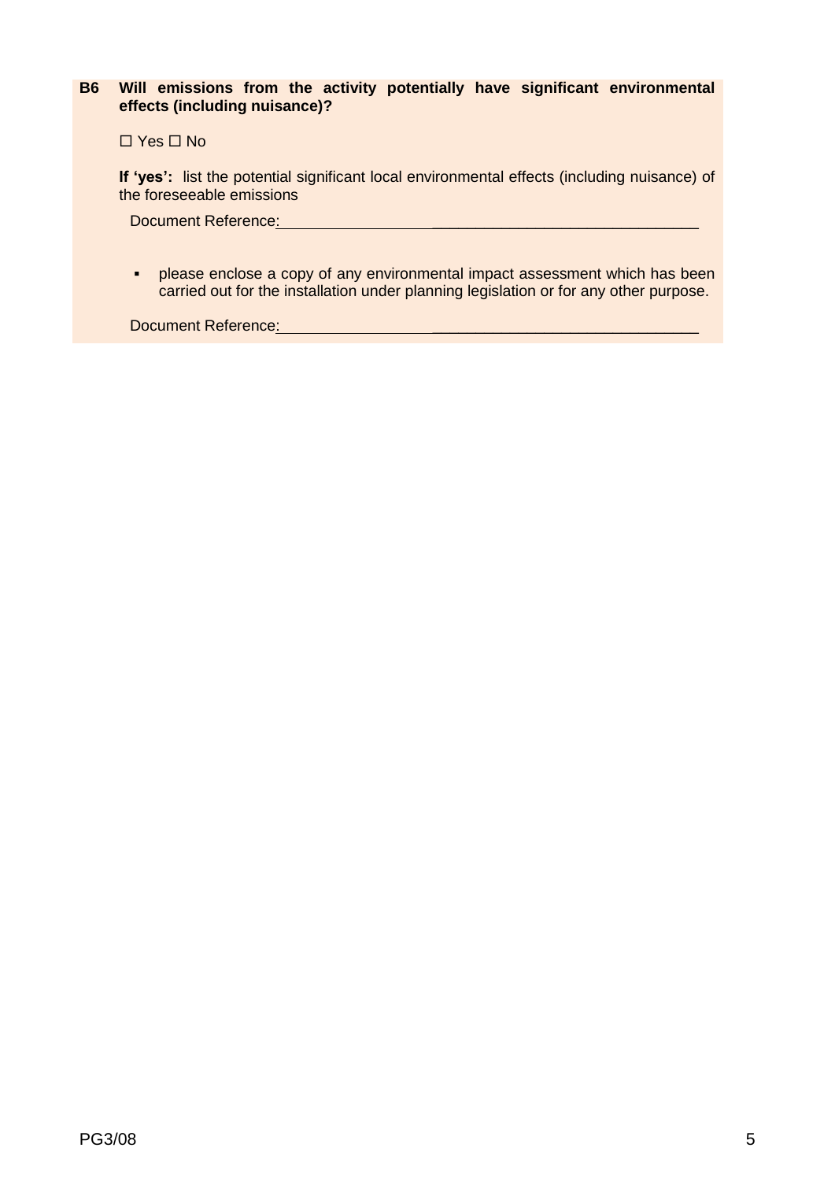**B6 Will emissions from the activity potentially have significant environmental effects (including nuisance)?**

☐ Yes ☐ No

**If 'yes':** list the potential significant local environmental effects (including nuisance) of the foreseeable emissions

Document Reference:_______________________________________________

- please enclose a copy of any environmental impact assessment which has been carried out for the installation under planning legislation or for any other purpose.

Document Reference:_______________________________________________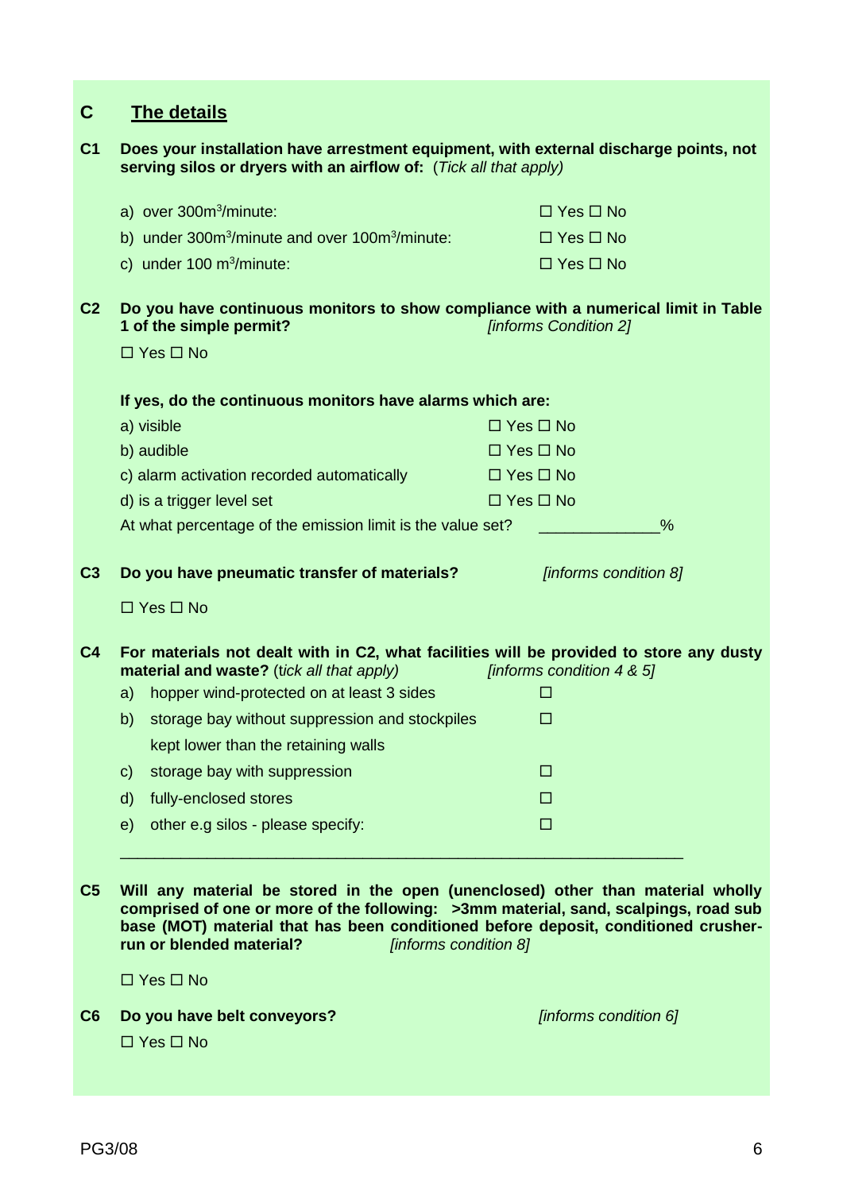## C The details

**C1 Does your installation have arrestment equipment, with external discharge points, not serving silos or dryers with an airflow of:** (*Tick all that apply*)

a) over 300m$^3$/minute: ☐ Yes ☐ No

b) under 300m$^3$/minute and over 100m$^3$/minute: ☐ Yes ☐ No

c) under 100 m$^3$/minute: ☐ Yes ☐ No

**C2 Do you have continuous monitors to show compliance with a numerical limit in Table 1 of the simple permit?** *[informs Condition 2]*

☐ Yes ☐ No

**If yes, do the continuous monitors have alarms which are:**

a) visible ☐ Yes ☐ No

b) audible ☐ Yes ☐ No

c) alarm activation recorded automatically ☐ Yes ☐ No

d) is a trigger level set ☐ Yes ☐ No

At what percentage of the emission limit is the value set? _____________%

**C3 Do you have pneumatic transfer of materials?** *[informs condition 8]*

☐ Yes ☐ No

**C4 For materials not dealt with in C2, what facilities will be provided to store any dusty material and waste?** (t*ick all that apply)* *[informs condition 4 & 5]*

a) hopper wind-protected on at least 3 sides ☐

b) storage bay without suppression and stockpiles kept lower than the retaining walls ☐

c) storage bay with suppression ☐

d) fully-enclosed stores ☐

e) other e.g silos - please specify: ☐

_________________________________________________________________

**C5 Will any material be stored in the open (unenclosed) other than material wholly comprised of one or more of the following: >3mm material, sand, scalpings, road sub base (MOT) material that has been conditioned before deposit, conditioned crusher-run or blended material?** *[informs condition 8]*

☐ Yes ☐ No

**C6 Do you have belt conveyors?** *[informs condition 6]*

☐ Yes ☐ No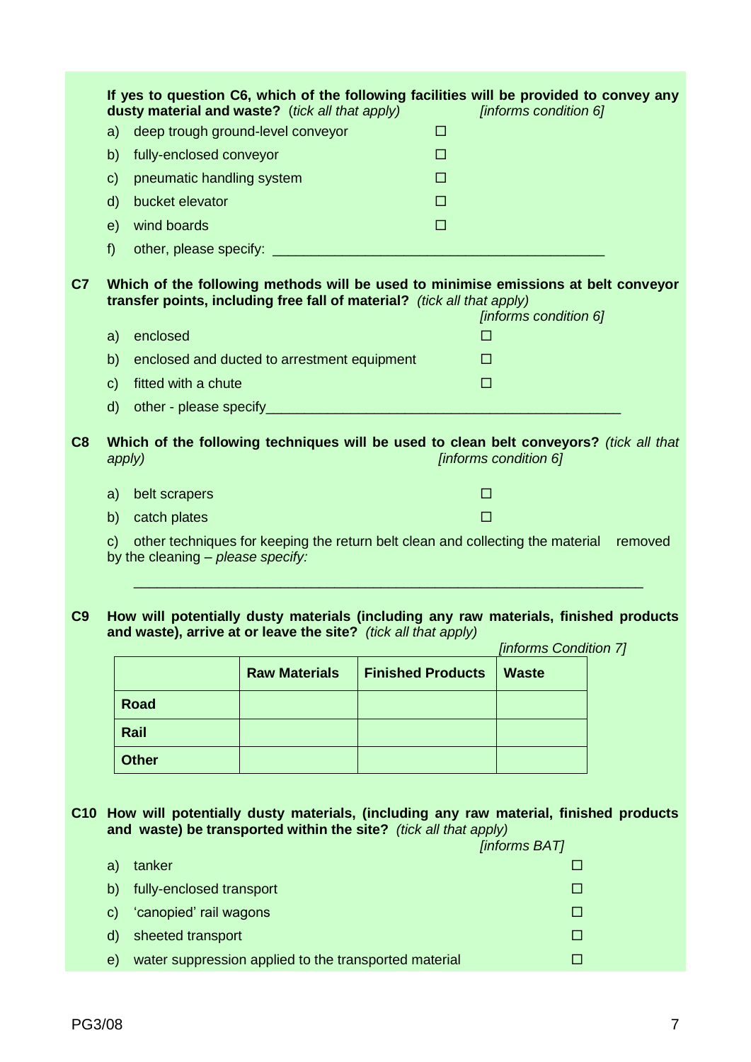**If yes to question C6, which of the following facilities will be provided to convey any dusty material and waste?** (*tick all that apply*) *[informs condition 6]*

a) deep trough ground-level conveyor ☐

b) fully-enclosed conveyor ☐

c) pneumatic handling system ☐

d) bucket elevator ☐

e) wind boards ☐

f) other, please specify: ___________________________________________

**C7 Which of the following methods will be used to minimise emissions at belt conveyor transfer points, including free fall of material?** *(tick all that apply)*

*[informs condition 6]*

a) enclosed ☐

b) enclosed and ducted to arrestment equipment ☐

c) fitted with a chute ☐

d) other - please specify_____________________________________________

**C8 Which of the following techniques will be used to clean belt conveyors?** *(tick all that apply)* *[informs condition 6]*

a) belt scrapers ☐

b) catch plates ☐

c) other techniques for keeping the return belt clean and collecting the material removed by the cleaning – *please specify:*

_________________________________________________________________

**C9 How will potentially dusty materials (including any raw materials, finished products and waste), arrive at or leave the site?** *(tick all that apply)*

*[informs Condition 7]*

| | Raw Materials | Finished Products | Waste |
|---|---|---|---|
| **Road** | | | |
| **Rail** | | | |
| **Other** | | | |

**C10 How will potentially dusty materials, (including any raw material, finished products and waste) be transported within the site?** *(tick all that apply)*

*[informs BAT]*

a) tanker ☐

b) fully-enclosed transport ☐

c) 'canopied' rail wagons ☐

d) sheeted transport ☐

e) water suppression applied to the transported material ☐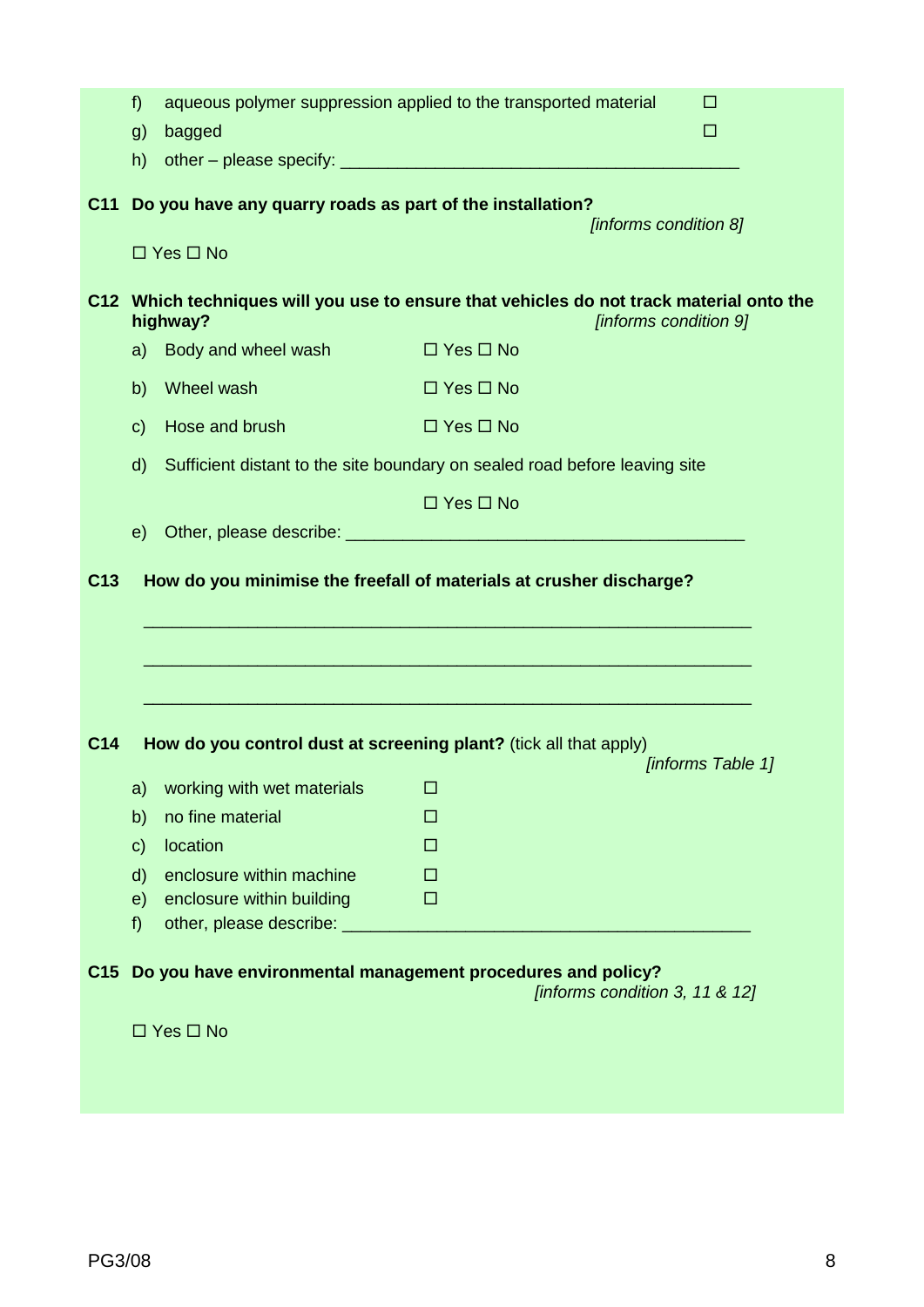f) aqueous polymer suppression applied to the transported material ☐

g) bagged ☐

h) other – please specify: ___________________________________________

**C11 Do you have any quarry roads as part of the installation?**
*[informs condition 8]*

☐ Yes ☐ No

**C12 Which techniques will you use to ensure that vehicles do not track material onto the highway?**
*[informs condition 9]*

a) Body and wheel wash ☐ Yes ☐ No

b) Wheel wash ☐ Yes ☐ No

c) Hose and brush ☐ Yes ☐ No

d) Sufficient distant to the site boundary on sealed road before leaving site

☐ Yes ☐ No

e) Other, please describe: ___________________________________________

**C13 How do you minimise the freefall of materials at crusher discharge?**

_________________________________________________________________

_________________________________________________________________

_________________________________________________________________

**C14 How do you control dust at screening plant?** (tick all that apply)
*[informs Table 1]*

a) working with wet materials ☐

b) no fine material ☐

c) location ☐

d) enclosure within machine ☐

e) enclosure within building ☐

f) other, please describe: ___________________________________________

**C15 Do you have environmental management procedures and policy?**
*[informs condition 3, 11 & 12]*

☐ Yes ☐ No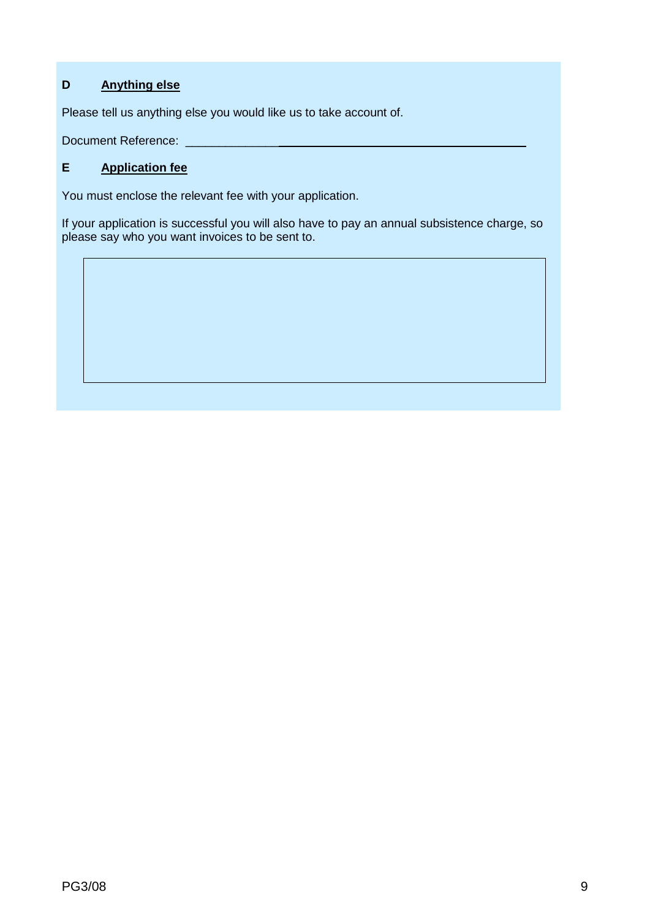## D Anything else

Please tell us anything else you would like us to take account of.

Document Reference: ______________________________________________

## E Application fee

You must enclose the relevant fee with your application.

If your application is successful you will also have to pay an annual subsistence charge, so please say who you want invoices to be sent to.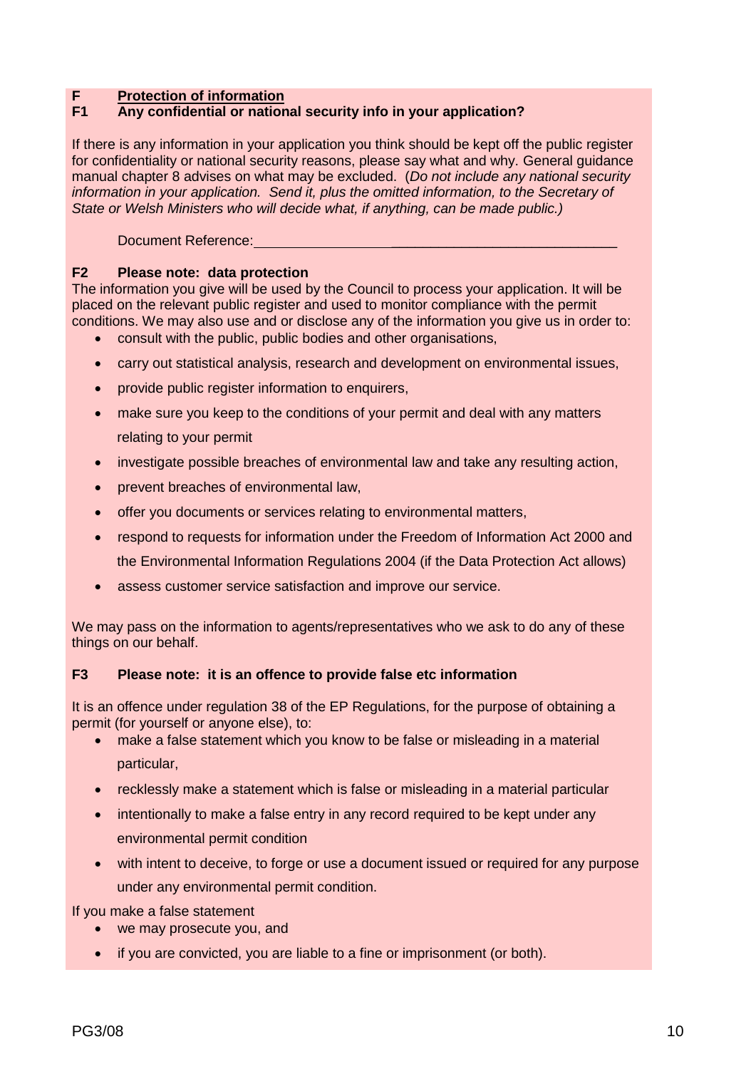## F Protection of information

### F1 Any confidential or national security info in your application?

If there is any information in your application you think should be kept off the public register for confidentiality or national security reasons, please say what and why. General guidance manual chapter 8 advises on what may be excluded. (*Do not include any national security information in your application. Send it, plus the omitted information, to the Secretary of State or Welsh Ministers who will decide what, if anything, can be made public.)*

Document Reference:_______________________________________________

### F2 Please note: data protection

The information you give will be used by the Council to process your application. It will be placed on the relevant public register and used to monitor compliance with the permit conditions. We may also use and or disclose any of the information you give us in order to:

- consult with the public, public bodies and other organisations,
- carry out statistical analysis, research and development on environmental issues,
- provide public register information to enquirers,
- make sure you keep to the conditions of your permit and deal with any matters relating to your permit
- investigate possible breaches of environmental law and take any resulting action,
- prevent breaches of environmental law,
- offer you documents or services relating to environmental matters,
- respond to requests for information under the Freedom of Information Act 2000 and the Environmental Information Regulations 2004 (if the Data Protection Act allows)
- assess customer service satisfaction and improve our service.

We may pass on the information to agents/representatives who we ask to do any of these things on our behalf.

### F3 Please note: it is an offence to provide false etc information

It is an offence under regulation 38 of the EP Regulations, for the purpose of obtaining a permit (for yourself or anyone else), to:

- make a false statement which you know to be false or misleading in a material particular,
- recklessly make a statement which is false or misleading in a material particular
- intentionally to make a false entry in any record required to be kept under any environmental permit condition
- with intent to deceive, to forge or use a document issued or required for any purpose under any environmental permit condition.

If you make a false statement

- we may prosecute you, and
- if you are convicted, you are liable to a fine or imprisonment (or both).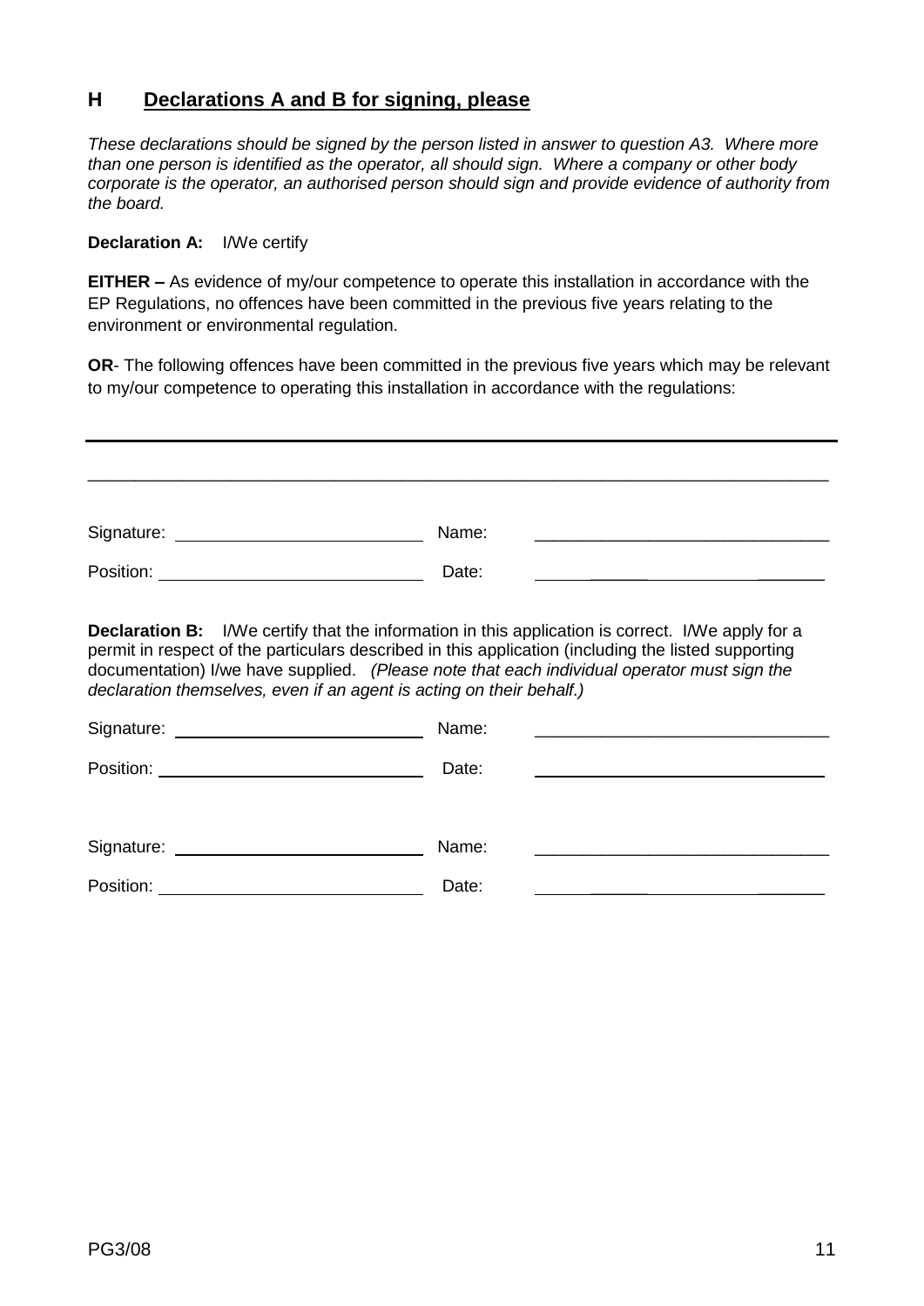## H Declarations A and B for signing, please

*These declarations should be signed by the person listed in answer to question A3. Where more than one person is identified as the operator, all should sign. Where a company or other body corporate is the operator, an authorised person should sign and provide evidence of authority from the board.*

**Declaration A:** I/We certify

**EITHER –** As evidence of my/our competence to operate this installation in accordance with the EP Regulations, no offences have been committed in the previous five years relating to the environment or environmental regulation.

**OR**- The following offences have been committed in the previous five years which may be relevant to my/our competence to operating this installation in accordance with the regulations:

_______________________________________________________________________________

_______________________________________________________________________________

Signature: ____________________________ Name: ________________________________

Position: ____________________________ Date: ________________________________

**Declaration B:** I/We certify that the information in this application is correct. I/We apply for a permit in respect of the particulars described in this application (including the listed supporting documentation) I/we have supplied. *(Please note that each individual operator must sign the declaration themselves, even if an agent is acting on their behalf.)*

Signature: ____________________________ Name: ________________________________

Position: ____________________________ Date: ________________________________

Signature: ____________________________ Name: ________________________________

Position: ____________________________ Date: ________________________________

PG3/08